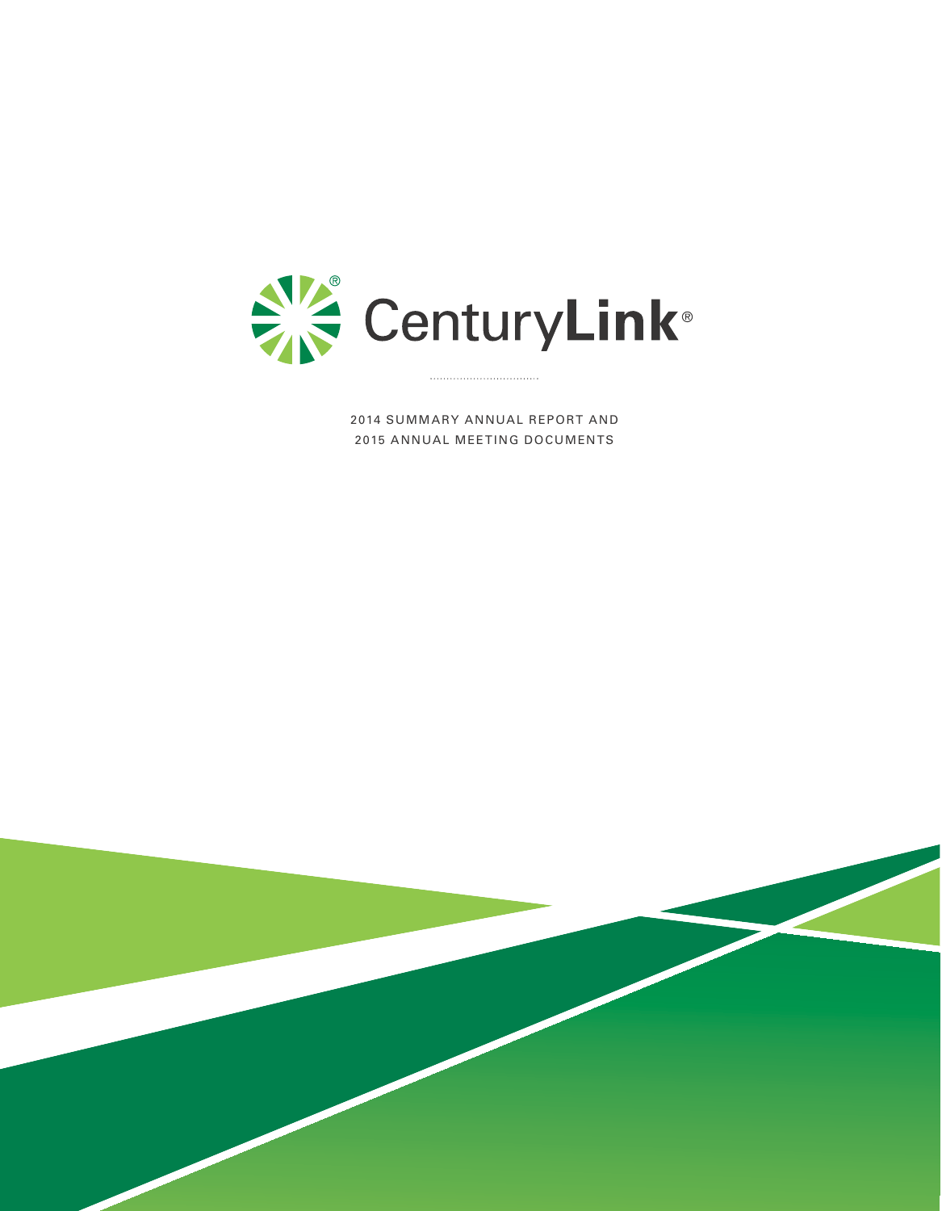CenturyLink®

2014 SUMMARY ANNUAL REPORT AND
2015 ANNUAL MEETING DOCUMENTS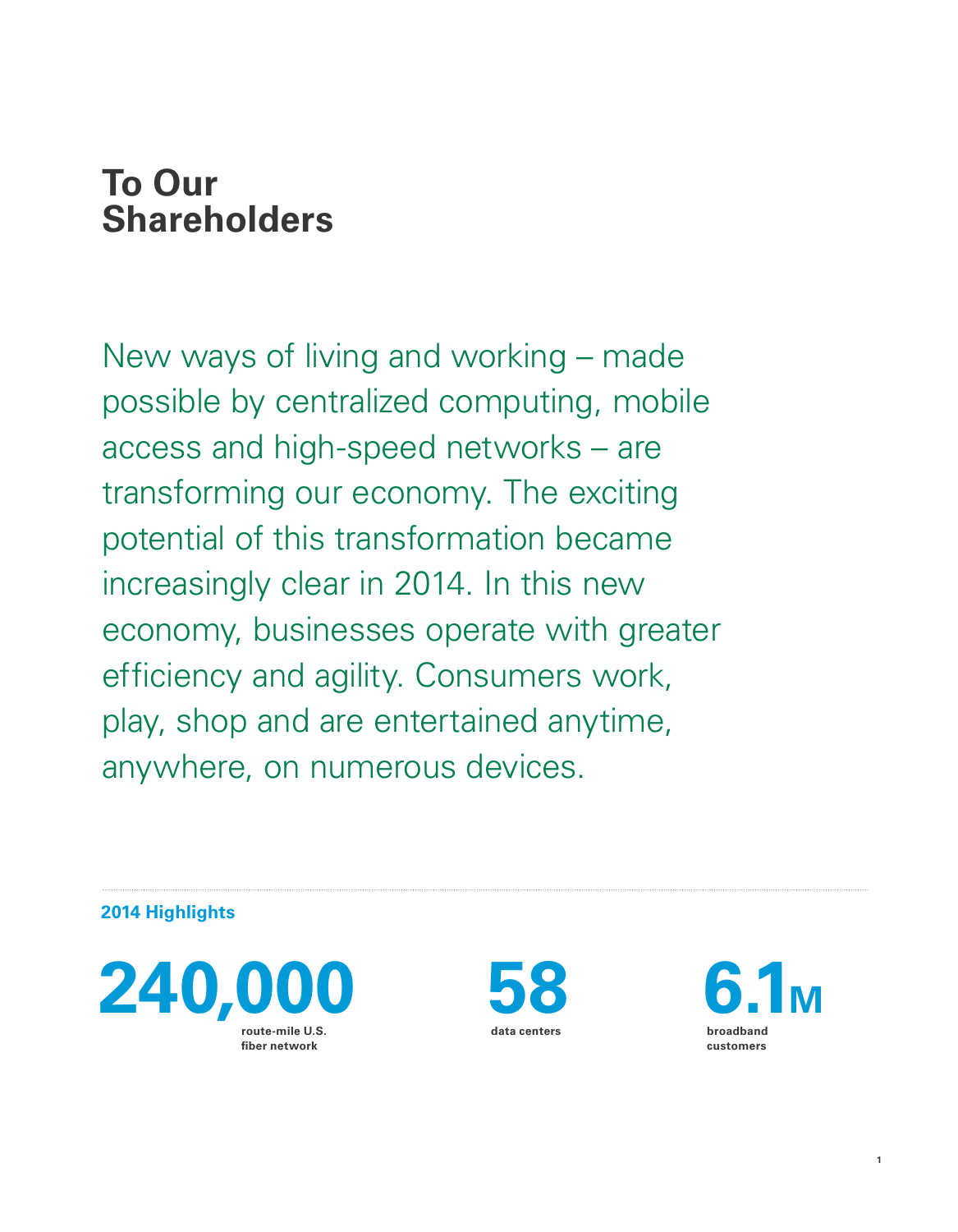# To Our Shareholders

New ways of living and working – made possible by centralized computing, mobile access and high-speed networks – are transforming our economy. The exciting potential of this transformation became increasingly clear in 2014. In this new economy, businesses operate with greater efficiency and agility. Consumers work, play, shop and are entertained anytime, anywhere, on numerous devices.

---

**2014 Highlights**

**240,000**
route-mile U.S. fiber network

**58**
data centers

**6.1M**
broadband customers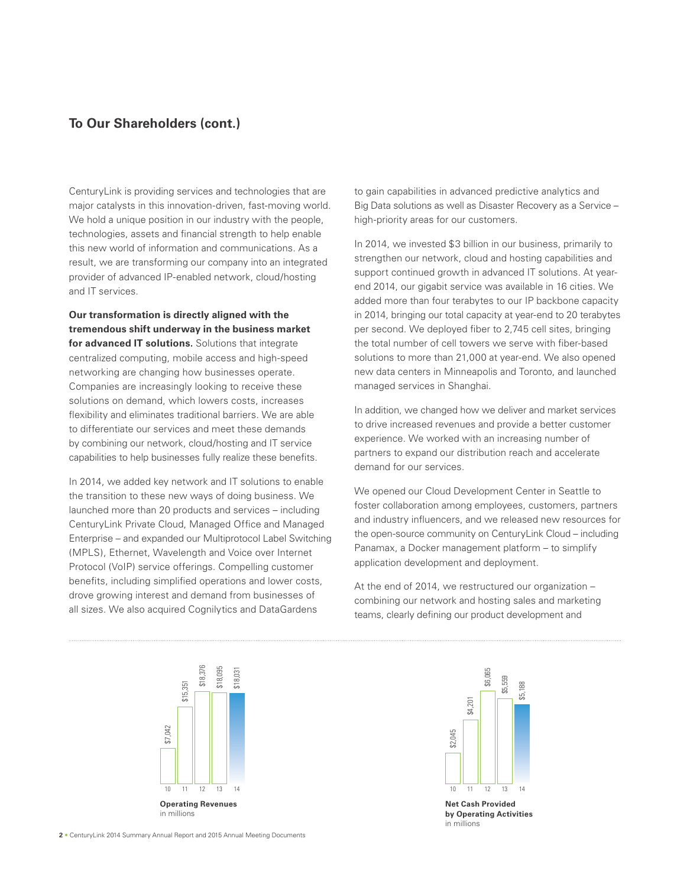## To Our Shareholders (cont.)

CenturyLink is providing services and technologies that are major catalysts in this innovation-driven, fast-moving world. We hold a unique position in our industry with the people, technologies, assets and financial strength to help enable this new world of information and communications. As a result, we are transforming our company into an integrated provider of advanced IP-enabled network, cloud/hosting and IT services.

**Our transformation is directly aligned with the tremendous shift underway in the business market for advanced IT solutions.** Solutions that integrate centralized computing, mobile access and high-speed networking are changing how businesses operate. Companies are increasingly looking to receive these solutions on demand, which lowers costs, increases flexibility and eliminates traditional barriers. We are able to differentiate our services and meet these demands by combining our network, cloud/hosting and IT service capabilities to help businesses fully realize these benefits.

In 2014, we added key network and IT solutions to enable the transition to these new ways of doing business. We launched more than 20 products and services – including CenturyLink Private Cloud, Managed Office and Managed Enterprise – and expanded our Multiprotocol Label Switching (MPLS), Ethernet, Wavelength and Voice over Internet Protocol (VoIP) service offerings. Compelling customer benefits, including simplified operations and lower costs, drove growing interest and demand from businesses of all sizes. We also acquired Cognilytics and DataGardens to gain capabilities in advanced predictive analytics and Big Data solutions as well as Disaster Recovery as a Service – high-priority areas for our customers.

In 2014, we invested $3 billion in our business, primarily to strengthen our network, cloud and hosting capabilities and support continued growth in advanced IT solutions. At year-end 2014, our gigabit service was available in 16 cities. We added more than four terabytes to our IP backbone capacity in 2014, bringing our total capacity at year-end to 20 terabytes per second. We deployed fiber to 2,745 cell sites, bringing the total number of cell towers we serve with fiber-based solutions to more than 21,000 at year-end. We also opened new data centers in Minneapolis and Toronto, and launched managed services in Shanghai.

In addition, we changed how we deliver and market services to drive increased revenues and provide a better customer experience. We worked with an increasing number of partners to expand our distribution reach and accelerate demand for our services.

We opened our Cloud Development Center in Seattle to foster collaboration among employees, customers, partners and industry influencers, and we released new resources for the open-source community on CenturyLink Cloud – including Panamax, a Docker management platform – to simplify application development and deployment.

At the end of 2014, we restructured our organization – combining our network and hosting sales and marketing teams, clearly defining our product development and

$7,042
$15,351
$18,376
$18,095
$18,031
10 11 12 13 14

**Operating Revenues**
in millions

$2,045
$4,201
$6,065
$5,559
$5,188
10 11 12 13 14

**Net Cash Provided by Operating Activities**
in millions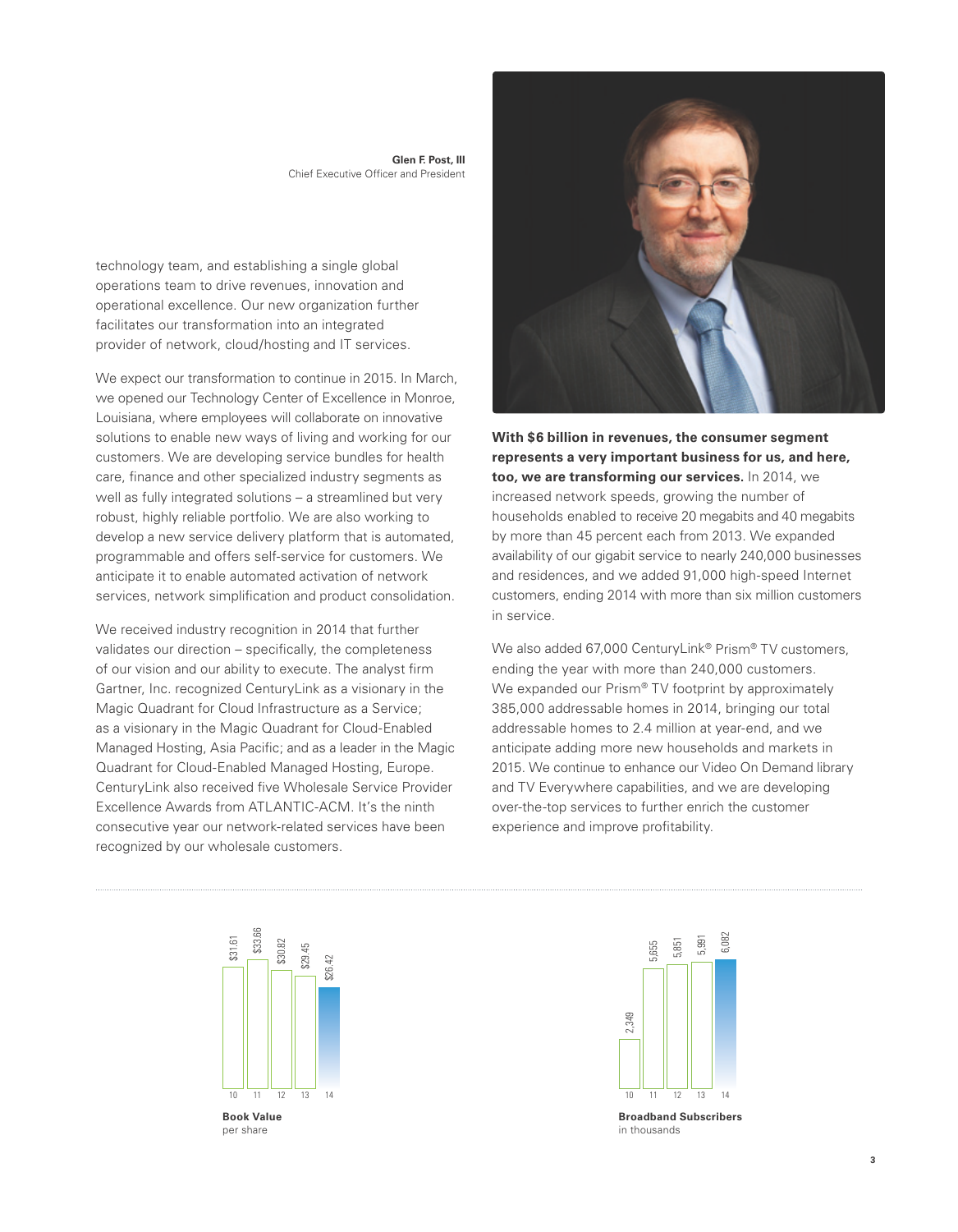**Glen F. Post, III**
Chief Executive Officer and President

technology team, and establishing a single global operations team to drive revenues, innovation and operational excellence. Our new organization further facilitates our transformation into an integrated provider of network, cloud/hosting and IT services.

We expect our transformation to continue in 2015. In March, we opened our Technology Center of Excellence in Monroe, Louisiana, where employees will collaborate on innovative solutions to enable new ways of living and working for our customers. We are developing service bundles for health care, finance and other specialized industry segments as well as fully integrated solutions – a streamlined but very robust, highly reliable portfolio. We are also working to develop a new service delivery platform that is automated, programmable and offers self-service for customers. We anticipate it to enable automated activation of network services, network simplification and product consolidation.

We received industry recognition in 2014 that further validates our direction – specifically, the completeness of our vision and our ability to execute. The analyst firm Gartner, Inc. recognized CenturyLink as a visionary in the Magic Quadrant for Cloud Infrastructure as a Service; as a visionary in the Magic Quadrant for Cloud-Enabled Managed Hosting, Asia Pacific; and as a leader in the Magic Quadrant for Cloud-Enabled Managed Hosting, Europe. CenturyLink also received five Wholesale Service Provider Excellence Awards from ATLANTIC-ACM. It's the ninth consecutive year our network-related services have been recognized by our wholesale customers.

**With $6 billion in revenues, the consumer segment represents a very important business for us, and here, too, we are transforming our services.** In 2014, we increased network speeds, growing the number of households enabled to receive 20 megabits and 40 megabits by more than 45 percent each from 2013. We expanded availability of our gigabit service to nearly 240,000 businesses and residences, and we added 91,000 high-speed Internet customers, ending 2014 with more than six million customers in service.

We also added 67,000 CenturyLink® Prism® TV customers, ending the year with more than 240,000 customers. We expanded our Prism® TV footprint by approximately 385,000 addressable homes in 2014, bringing our total addressable homes to 2.4 million at year-end, and we anticipate adding more new households and markets in 2015. We continue to enhance our Video On Demand library and TV Everywhere capabilities, and we are developing over-the-top services to further enrich the customer experience and improve profitability.

$31.61
$33.66
$30.82
$29.45
$26.42
10 11 12 13 14

**Book Value**
per share

2,349
5,655
5,851
5,991
6,082
10 11 12 13 14

**Broadband Subscribers**
in thousands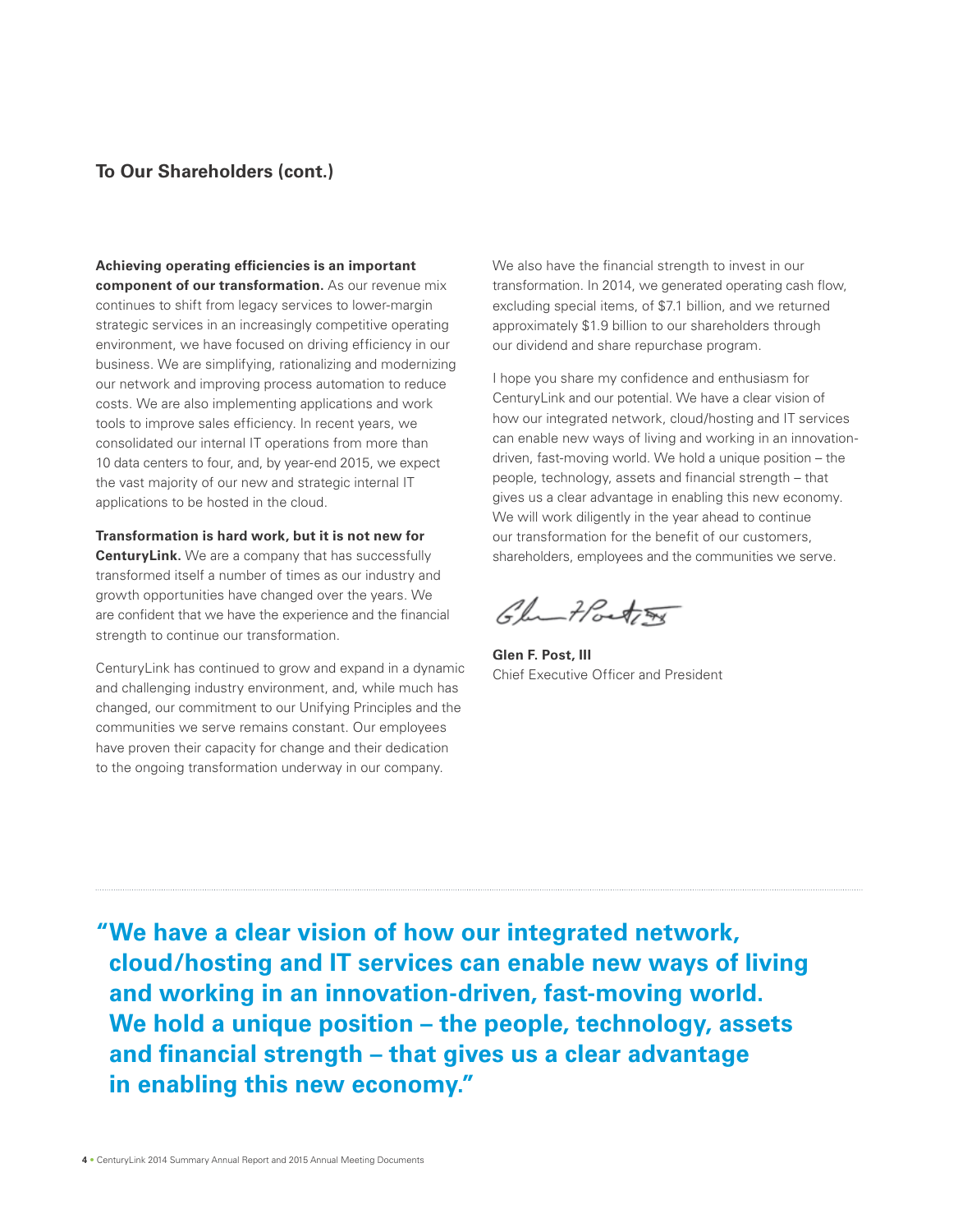## To Our Shareholders (cont.)

**Achieving operating efficiencies is an important component of our transformation.** As our revenue mix continues to shift from legacy services to lower-margin strategic services in an increasingly competitive operating environment, we have focused on driving efficiency in our business. We are simplifying, rationalizing and modernizing our network and improving process automation to reduce costs. We are also implementing applications and work tools to improve sales efficiency. In recent years, we consolidated our internal IT operations from more than 10 data centers to four, and, by year-end 2015, we expect the vast majority of our new and strategic internal IT applications to be hosted in the cloud.

**Transformation is hard work, but it is not new for CenturyLink.** We are a company that has successfully transformed itself a number of times as our industry and growth opportunities have changed over the years. We are confident that we have the experience and the financial strength to continue our transformation.

CenturyLink has continued to grow and expand in a dynamic and challenging industry environment, and, while much has changed, our commitment to our Unifying Principles and the communities we serve remains constant. Our employees have proven their capacity for change and their dedication to the ongoing transformation underway in our company.

We also have the financial strength to invest in our transformation. In 2014, we generated operating cash flow, excluding special items, of $7.1 billion, and we returned approximately $1.9 billion to our shareholders through our dividend and share repurchase program.

I hope you share my confidence and enthusiasm for CenturyLink and our potential. We have a clear vision of how our integrated network, cloud/hosting and IT services can enable new ways of living and working in an innovation-driven, fast-moving world. We hold a unique position – the people, technology, assets and financial strength – that gives us a clear advantage in enabling this new economy. We will work diligently in the year ahead to continue our transformation for the benefit of our customers, shareholders, employees and the communities we serve.

**Glen F. Post, III**
Chief Executive Officer and President

**"We have a clear vision of how our integrated network, cloud/hosting and IT services can enable new ways of living and working in an innovation-driven, fast-moving world. We hold a unique position – the people, technology, assets and financial strength – that gives us a clear advantage in enabling this new economy."**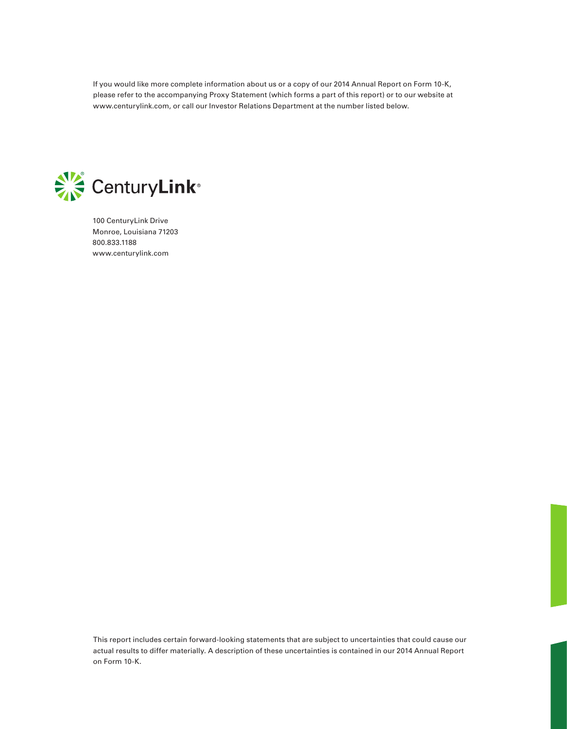If you would like more complete information about us or a copy of our 2014 Annual Report on Form 10-K, please refer to the accompanying Proxy Statement (which forms a part of this report) or to our website at www.centurylink.com, or call our Investor Relations Department at the number listed below.

CenturyLink®

100 CenturyLink Drive
Monroe, Louisiana 71203
800.833.1188
www.centurylink.com

This report includes certain forward-looking statements that are subject to uncertainties that could cause our actual results to differ materially. A description of these uncertainties is contained in our 2014 Annual Report on Form 10-K.